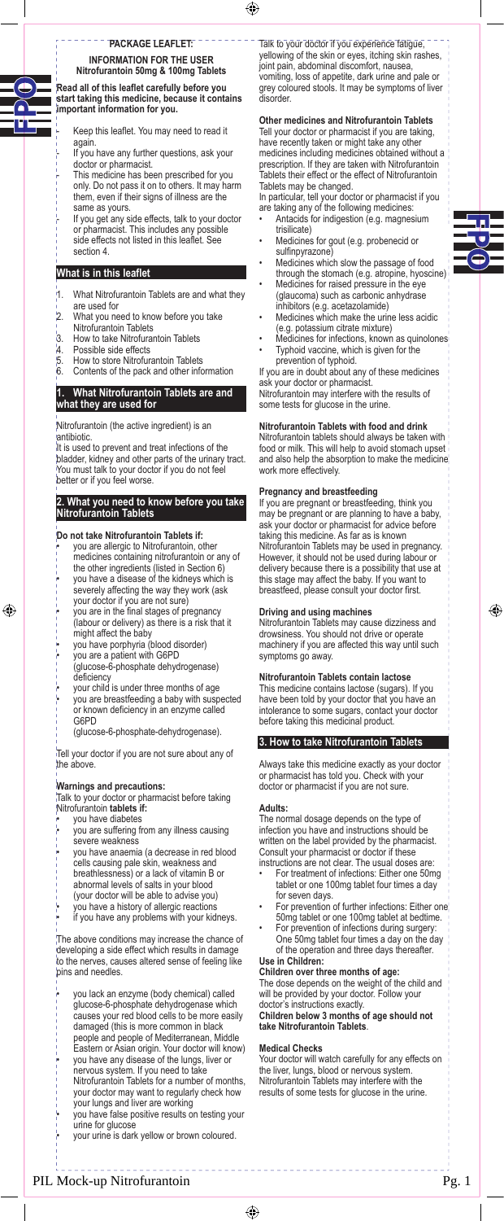# PACKAGE LEAFLET:

## INFORMATION FOR THE USER
**Nitrofurantoin 50mg & 100mg Tablets**

**Read all of this leaflet carefully before you start taking this medicine, because it contains important information for you.**

- Keep this leaflet. You may need to read it again.
- If you have any further questions, ask your doctor or pharmacist.
- This medicine has been prescribed for you only. Do not pass it on to others. It may harm them, even if their signs of illness are the same as yours.
- If you get any side effects, talk to your doctor or pharmacist. This includes any possible side effects not listed in this leaflet. See section 4.

## What is in this leaflet

1. What Nitrofurantoin Tablets are and what they are used for
2. What you need to know before you take Nitrofurantoin Tablets
3. How to take Nitrofurantoin Tablets
4. Possible side effects
5. How to store Nitrofurantoin Tablets
6. Contents of the pack and other information

## 1. What Nitrofurantoin Tablets are and what they are used for

Nitrofurantoin (the active ingredient) is an antibiotic.
It is used to prevent and treat infections of the bladder, kidney and other parts of the urinary tract. You must talk to your doctor if you do not feel better or if you feel worse.

## 2. What you need to know before you take Nitrofurantoin Tablets

**Do not take Nitrofurantoin Tablets if:**

- you are allergic to Nitrofurantoin, other medicines containing nitrofurantoin or any of the other ingredients (listed in Section 6)
- you have a disease of the kidneys which is severely affecting the way they work (ask your doctor if you are not sure)
- you are in the final stages of pregnancy (labour or delivery) as there is a risk that it might affect the baby
- you have porphyria (blood disorder)
- you are a patient with G6PD (glucose-6-phosphate dehydrogenase) deficiency
- your child is under three months of age
- you are breastfeeding a baby with suspected or known deficiency in an enzyme called G6PD (glucose-6-phosphate-dehydrogenase).

Tell your doctor if you are not sure about any of the above.

**Warnings and precautions:**
Talk to your doctor or pharmacist before taking Nitrofurantoin **tablets if:**

- you have diabetes
- you are suffering from any illness causing severe weakness
- you have anaemia (a decrease in red blood cells causing pale skin, weakness and breathlessness) or a lack of vitamin B or abnormal levels of salts in your blood (your doctor will be able to advise you)
- you have a history of allergic reactions
- if you have any problems with your kidneys.

The above conditions may increase the chance of developing a side effect which results in damage to the nerves, causes altered sense of feeling like pins and needles.

- you lack an enzyme (body chemical) called glucose-6-phosphate dehydrogenase which causes your red blood cells to be more easily damaged (this is more common in black people and people of Mediterranean, Middle Eastern or Asian origin. Your doctor will know)
- you have any disease of the lungs, liver or nervous system. If you need to take Nitrofurantoin Tablets for a number of months, your doctor may want to regularly check how your lungs and liver are working
- you have false positive results on testing your urine for glucose
- your urine is dark yellow or brown coloured.

Talk to your doctor if you experience fatigue, yellowing of the skin or eyes, itching skin rashes, joint pain, abdominal discomfort, nausea, vomiting, loss of appetite, dark urine and pale or grey coloured stools. It may be symptoms of liver disorder.

**Other medicines and Nitrofurantoin Tablets**
Tell your doctor or pharmacist if you are taking, have recently taken or might take any other medicines including medicines obtained without a prescription. If they are taken with Nitrofurantoin Tablets their effect or the effect of Nitrofurantoin Tablets may be changed.
In particular, tell your doctor or pharmacist if you are taking any of the following medicines:

- Antacids for indigestion (e.g. magnesium trisilicate)
- Medicines for gout (e.g. probenecid or sulfinpyrazone)
- Medicines which slow the passage of food through the stomach (e.g. atropine, hyoscine)
- Medicines for raised pressure in the eye (glaucoma) such as carbonic anhydrase inhibitors (e.g. acetazolamide)
- Medicines which make the urine less acidic (e.g. potassium citrate mixture)
- Medicines for infections, known as quinolones
- Typhoid vaccine, which is given for the prevention of typhoid.

If you are in doubt about any of these medicines ask your doctor or pharmacist.
Nitrofurantoin may interfere with the results of some tests for glucose in the urine.

**Nitrofurantoin Tablets with food and drink**
Nitrofurantoin tablets should always be taken with food or milk. This will help to avoid stomach upset and also help the absorption to make the medicine work more effectively.

**Pregnancy and breastfeeding**
If you are pregnant or breastfeeding, think you may be pregnant or are planning to have a baby, ask your doctor or pharmacist for advice before taking this medicine. As far as is known Nitrofurantoin Tablets may be used in pregnancy. However, it should not be used during labour or delivery because there is a possibility that use at this stage may affect the baby. If you want to breastfeed, please consult your doctor first.

**Driving and using machines**
Nitrofurantoin Tablets may cause dizziness and drowsiness. You should not drive or operate machinery if you are affected this way until such symptoms go away.

**Nitrofurantoin Tablets contain lactose**
This medicine contains lactose (sugars). If you have been told by your doctor that you have an intolerance to some sugars, contact your doctor before taking this medicinal product.

## 3. How to take Nitrofurantoin Tablets

Always take this medicine exactly as your doctor or pharmacist has told you. Check with your doctor or pharmacist if you are not sure.

**Adults:**
The normal dosage depends on the type of infection you have and instructions should be written on the label provided by the pharmacist. Consult your pharmacist or doctor if these instructions are not clear. The usual doses are:

- For treatment of infections: Either one 50mg tablet or one 100mg tablet four times a day for seven days.
- For prevention of further infections: Either one 50mg tablet or one 100mg tablet at bedtime.
- For prevention of infections during surgery: One 50mg tablet four times a day on the day of the operation and three days thereafter.

**Use in Children:**
**Children over three months of age:**
The dose depends on the weight of the child and will be provided by your doctor. Follow your doctor's instructions exactly.
**Children below 3 months of age should not take Nitrofurantoin Tablets**.

**Medical Checks**
Your doctor will watch carefully for any effects on the liver, lungs, blood or nervous system. Nitrofurantoin Tablets may interfere with the results of some tests for glucose in the urine.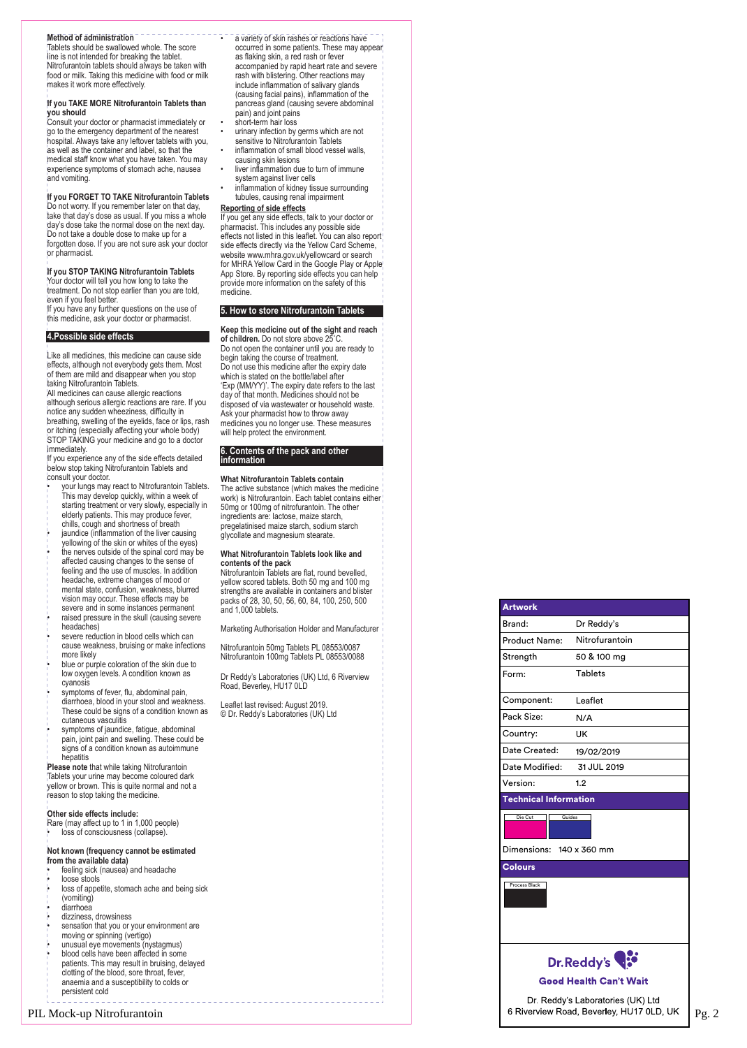**Method of administration**
Tablets should be swallowed whole. The score line is not intended for breaking the tablet. Nitrofurantoin tablets should always be taken with food or milk. Taking this medicine with food or milk makes it work more effectively.

**If you TAKE MORE Nitrofurantoin Tablets than you should**
Consult your doctor or pharmacist immediately or go to the emergency department of the nearest hospital. Always take any leftover tablets with you, as well as the container and label, so that the medical staff know what you have taken. You may experience symptoms of stomach ache, nausea and vomiting.

**If you FORGET TO TAKE Nitrofurantoin Tablets**
Do not worry. If you remember later on that day, take that day's dose as usual. If you miss a whole day's dose take the normal dose on the next day. Do not take a double dose to make up for a forgotten dose. If you are not sure ask your doctor or pharmacist.

**If you STOP TAKING Nitrofurantoin Tablets**
Your doctor will tell you how long to take the treatment. Do not stop earlier than you are told, even if you feel better.
If you have any further questions on the use of this medicine, ask your doctor or pharmacist.

## 4.Possible side effects

Like all medicines, this medicine can cause side effects, although not everybody gets them. Most of them are mild and disappear when you stop taking Nitrofurantoin Tablets.
All medicines can cause allergic reactions although serious allergic reactions are rare. If you notice any sudden wheeziness, difficulty in breathing, swelling of the eyelids, face or lips, rash or itching (especially affecting your whole body) STOP TAKING your medicine and go to a doctor immediately.
If you experience any of the side effects detailed below stop taking Nitrofurantoin Tablets and consult your doctor.

- your lungs may react to Nitrofurantoin Tablets. This may develop quickly, within a week of starting treatment or very slowly, especially in elderly patients. This may produce fever, chills, cough and shortness of breath
- jaundice (inflammation of the liver causing yellowing of the skin or whites of the eyes)
- the nerves outside of the spinal cord may be affected causing changes to the sense of feeling and the use of muscles. In addition headache, extreme changes of mood or mental state, confusion, weakness, blurred vision may occur. These effects may be severe and in some instances permanent
- raised pressure in the skull (causing severe headaches)
- severe reduction in blood cells which can cause weakness, bruising or make infections more likely
- blue or purple coloration of the skin due to low oxygen levels. A condition known as cyanosis
- symptoms of fever, flu, abdominal pain, diarrhoea, blood in your stool and weakness. These could be signs of a condition known as cutaneous vasculitis
- symptoms of jaundice, fatigue, abdominal pain, joint pain and swelling. These could be signs of a condition known as autoimmune hepatitis

**Please note** that while taking Nitrofurantoin Tablets your urine may become coloured dark yellow or brown. This is quite normal and not a reason to stop taking the medicine.

**Other side effects include:**
Rare (may affect up to 1 in 1,000 people)
- loss of consciousness (collapse).

**Not known (frequency cannot be estimated from the available data)**
- feeling sick (nausea) and headache
- loose stools
- loss of appetite, stomach ache and being sick (vomiting)
- diarrhoea
- dizziness, drowsiness
- sensation that you or your environment are moving or spinning (vertigo)
- unusual eye movements (nystagmus)
- blood cells have been affected in some patients. This may result in bruising, delayed clotting of the blood, sore throat, fever, anaemia and a susceptibility to colds or persistent cold
- a variety of skin rashes or reactions have occurred in some patients. These may appear as flaking skin, a red rash or fever accompanied by rapid heart rate and severe rash with blistering. Other reactions may include inflammation of salivary glands (causing facial pains), inflammation of the pancreas gland (causing severe abdominal pain) and joint pains
- short-term hair loss
- urinary infection by germs which are not sensitive to Nitrofurantoin Tablets
- inflammation of small blood vessel walls, causing skin lesions
- liver inflammation due to turn of immune system against liver cells
- inflammation of kidney tissue surrounding tubules, causing renal impairment

**Reporting of side effects**
If you get any side effects, talk to your doctor or pharmacist. This includes any possible side effects not listed in this leaflet. You can also report side effects directly via the Yellow Card Scheme, website www.mhra.gov.uk/yellowcard or search for MHRA Yellow Card in the Google Play or Apple App Store. By reporting side effects you can help provide more information on the safety of this medicine.

## 5. How to store Nitrofurantoin Tablets

**Keep this medicine out of the sight and reach of children.** Do not store above 25˚C.
Do not open the container until you are ready to begin taking the course of treatment.
Do not use this medicine after the expiry date which is stated on the bottle/label after 'Exp (MM/YY)'. The expiry date refers to the last day of that month. Medicines should not be disposed of via wastewater or household waste. Ask your pharmacist how to throw away medicines you no longer use. These measures will help protect the environment.

## 6. Contents of the pack and other information

**What Nitrofurantoin Tablets contain**
The active substance (which makes the medicine work) is Nitrofurantoin. Each tablet contains either 50mg or 100mg of nitrofurantoin. The other ingredients are: lactose, maize starch, pregelatinised maize starch, sodium starch glycollate and magnesium stearate.

**What Nitrofurantoin Tablets look like and contents of the pack**
Nitrofurantoin Tablets are flat, round bevelled, yellow scored tablets. Both 50 mg and 100 mg strengths are available in containers and blister packs of 28, 30, 50, 56, 60, 84, 100, 250, 500 and 1,000 tablets.

Marketing Authorisation Holder and Manufacturer

Nitrofurantoin 50mg Tablets PL 08553/0087
Nitrofurantoin 100mg Tablets PL 08553/0088

Dr Reddy's Laboratories (UK) Ltd, 6 Riverview Road, Beverley, HU17 0LD

Leaflet last revised: August 2019.
© Dr. Reddy's Laboratories (UK) Ltd

PIL Mock-up Nitrofurantoin

| Artwork | |
|---|---|
| Brand: | Dr Reddy's |
| Product Name: | Nitrofurantoin |
| Strength | 50 & 100 mg |
| Form: | Tablets |
| Component: | Leaflet |
| Pack Size: | N/A |
| Country: | UK |
| Date Created: | 19/02/2019 |
| Date Modified: | 31 JUL 2019 |
| Version: | 1.2 |

**Technical Information**

Die Cut
Guides

Dimensions: 140 x 360 mm

**Colours**

Process Black

Dr.Reddy's
Good Health Can't Wait

Dr. Reddy's Laboratories (UK) Ltd
6 Riverview Road, Beverley, HU17 0LD, UK